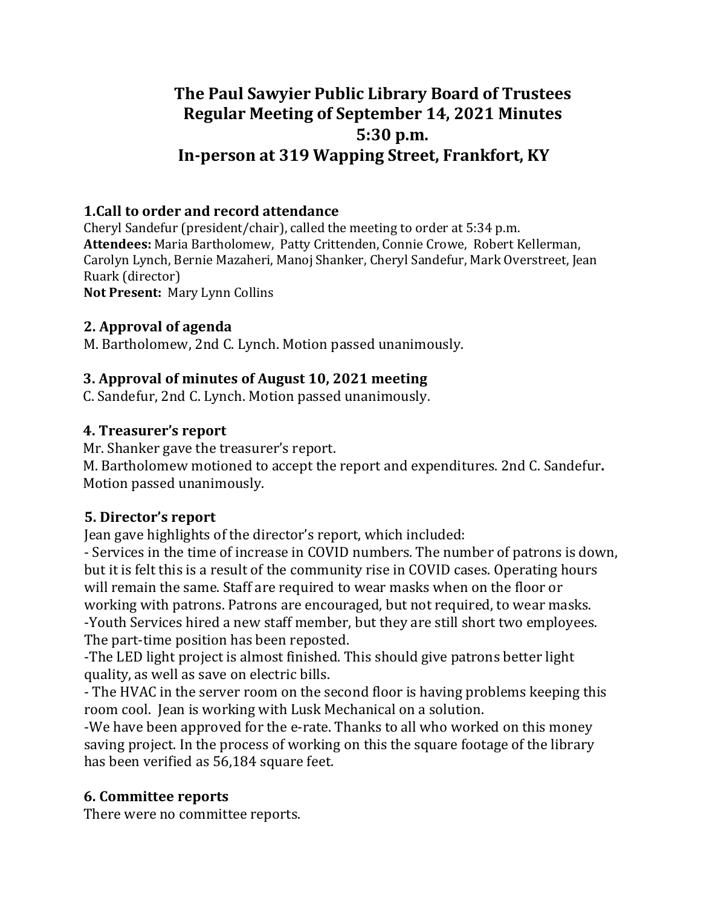# The Paul Sawyier Public Library Board of Trustees Regular Meeting of September 14, 2021 Minutes 5:30 p.m. In-person at 319 Wapping Street, Frankfort, KY

## 1.Call to order and record attendance

Cheryl Sandefur (president/chair), called the meeting to order at 5:34 p.m.
**Attendees:** Maria Bartholomew, Patty Crittenden, Connie Crowe, Robert Kellerman, Carolyn Lynch, Bernie Mazaheri, Manoj Shanker, Cheryl Sandefur, Mark Overstreet, Jean Ruark (director)
**Not Present:** Mary Lynn Collins

## 2. Approval of agenda

M. Bartholomew, 2nd C. Lynch. Motion passed unanimously.

## 3. Approval of minutes of August 10, 2021 meeting

C. Sandefur, 2nd C. Lynch. Motion passed unanimously.

## 4. Treasurer's report

Mr. Shanker gave the treasurer's report.
M. Bartholomew motioned to accept the report and expenditures. 2nd C. Sandefur**.** Motion passed unanimously.

## 5. Director's report

Jean gave highlights of the director's report, which included:
- Services in the time of increase in COVID numbers. The number of patrons is down, but it is felt this is a result of the community rise in COVID cases. Operating hours will remain the same. Staff are required to wear masks when on the floor or working with patrons. Patrons are encouraged, but not required, to wear masks.
- Youth Services hired a new staff member, but they are still short two employees. The part-time position has been reposted.
- The LED light project is almost finished. This should give patrons better light quality, as well as save on electric bills.
- The HVAC in the server room on the second floor is having problems keeping this room cool. Jean is working with Lusk Mechanical on a solution.
- We have been approved for the e-rate. Thanks to all who worked on this money saving project. In the process of working on this the square footage of the library has been verified as 56,184 square feet.

## 6. Committee reports

There were no committee reports.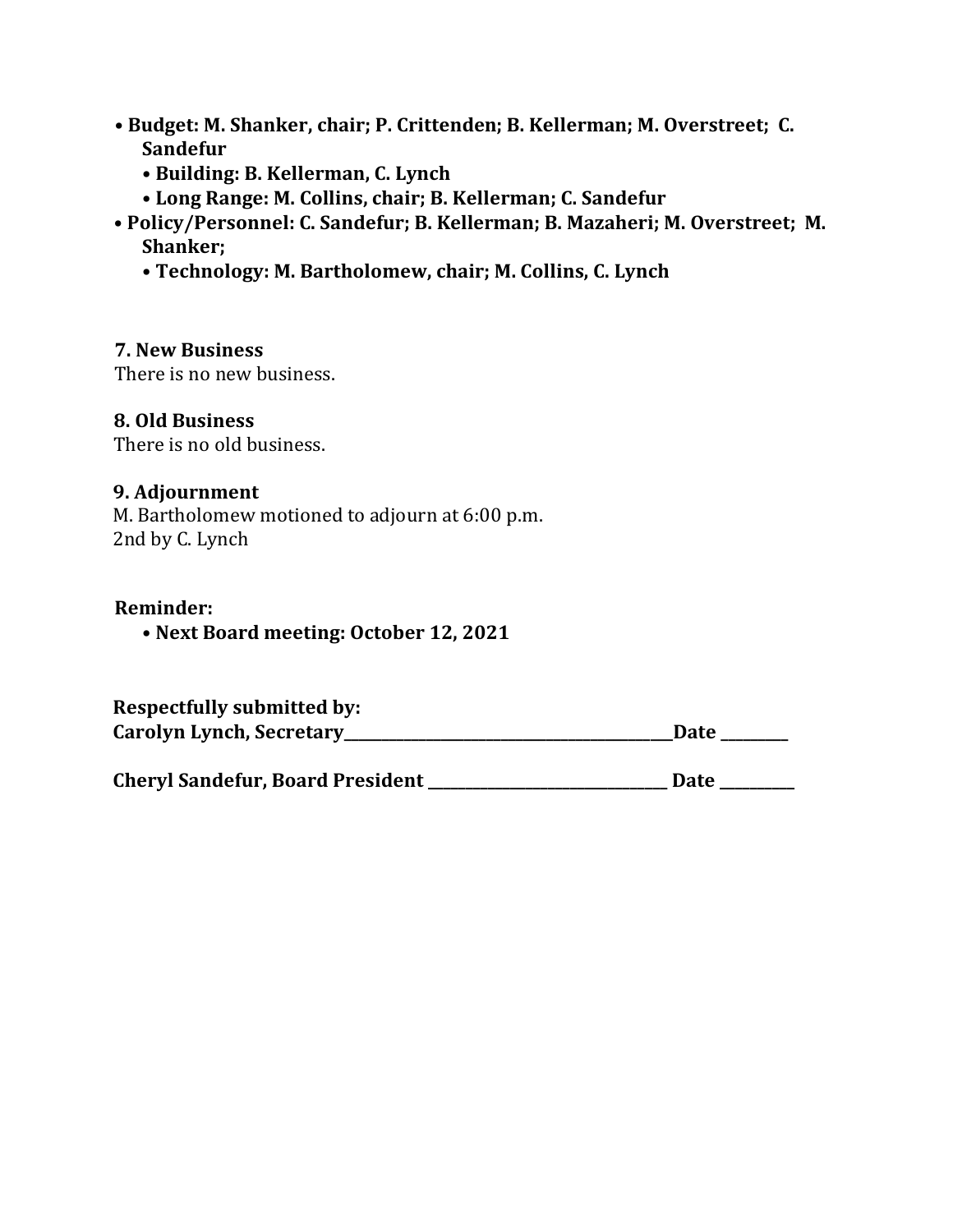- **Budget: M. Shanker, chair; P. Crittenden; B. Kellerman; M. Overstreet; C. Sandefur**
  - **Building: B. Kellerman, C. Lynch**
  - **Long Range: M. Collins, chair; B. Kellerman; C. Sandefur**
- **Policy/Personnel: C. Sandefur; B. Kellerman; B. Mazaheri; M. Overstreet; M. Shanker;**
  - **Technology: M. Bartholomew, chair; M. Collins, C. Lynch**

### 7. New Business

There is no new business.

### 8. Old Business

There is no old business.

### 9. Adjournment

M. Bartholomew motioned to adjourn at 6:00 p.m.
2nd by C. Lynch

**Reminder:**

- **Next Board meeting: October 12, 2021**

**Respectfully submitted by:**
**Carolyn Lynch, Secretary____________________________________________Date _________**

**Cheryl Sandefur, Board President _______________________________ Date __________**